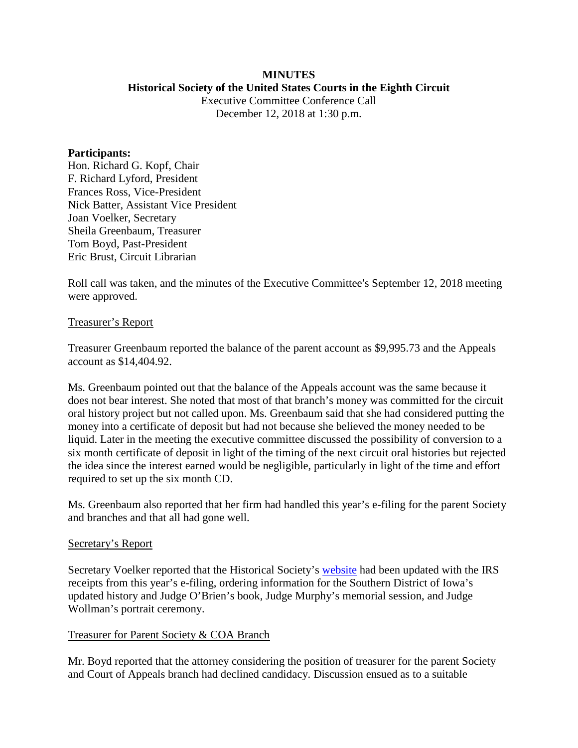**MINUTES**
**Historical Society of the United States Courts in the Eighth Circuit**
Executive Committee Conference Call
December 12, 2018 at 1:30 p.m.

**Participants:**
Hon. Richard G. Kopf, Chair
F. Richard Lyford, President
Frances Ross, Vice-President
Nick Batter, Assistant Vice President
Joan Voelker, Secretary
Sheila Greenbaum, Treasurer
Tom Boyd, Past-President
Eric Brust, Circuit Librarian

Roll call was taken, and the minutes of the Executive Committee's September 12, 2018 meeting were approved.

Treasurer's Report

Treasurer Greenbaum reported the balance of the parent account as $9,995.73 and the Appeals account as $14,404.92.

Ms. Greenbaum pointed out that the balance of the Appeals account was the same because it does not bear interest. She noted that most of that branch's money was committed for the circuit oral history project but not called upon. Ms. Greenbaum said that she had considered putting the money into a certificate of deposit but had not because she believed the money needed to be liquid. Later in the meeting the executive committee discussed the possibility of conversion to a six month certificate of deposit in light of the timing of the next circuit oral histories but rejected the idea since the interest earned would be negligible, particularly in light of the time and effort required to set up the six month CD.

Ms. Greenbaum also reported that her firm had handled this year's e-filing for the parent Society and branches and that all had gone well.

Secretary's Report

Secretary Voelker reported that the Historical Society's website had been updated with the IRS receipts from this year's e-filing, ordering information for the Southern District of Iowa's updated history and Judge O'Brien's book, Judge Murphy's memorial session, and Judge Wollman's portrait ceremony.

Treasurer for Parent Society & COA Branch

Mr. Boyd reported that the attorney considering the position of treasurer for the parent Society and Court of Appeals branch had declined candidacy. Discussion ensued as to a suitable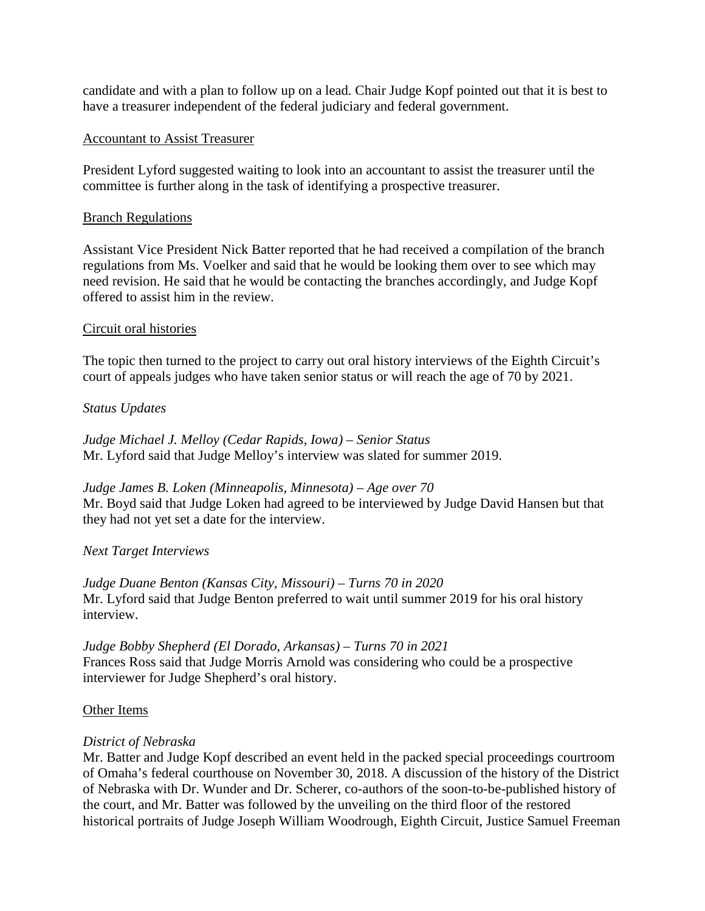candidate and with a plan to follow up on a lead. Chair Judge Kopf pointed out that it is best to have a treasurer independent of the federal judiciary and federal government.

<u>Accountant to Assist Treasurer</u>

President Lyford suggested waiting to look into an accountant to assist the treasurer until the committee is further along in the task of identifying a prospective treasurer.

<u>Branch Regulations</u>

Assistant Vice President Nick Batter reported that he had received a compilation of the branch regulations from Ms. Voelker and said that he would be looking them over to see which may need revision. He said that he would be contacting the branches accordingly, and Judge Kopf offered to assist him in the review.

<u>Circuit oral histories</u>

The topic then turned to the project to carry out oral history interviews of the Eighth Circuit's court of appeals judges who have taken senior status or will reach the age of 70 by 2021.

*Status Updates*

*Judge Michael J. Melloy (Cedar Rapids, Iowa) – Senior Status*
Mr. Lyford said that Judge Melloy's interview was slated for summer 2019.

*Judge James B. Loken (Minneapolis, Minnesota) – Age over 70*
Mr. Boyd said that Judge Loken had agreed to be interviewed by Judge David Hansen but that they had not yet set a date for the interview.

*Next Target Interviews*

*Judge Duane Benton (Kansas City, Missouri) – Turns 70 in 2020*
Mr. Lyford said that Judge Benton preferred to wait until summer 2019 for his oral history interview.

*Judge Bobby Shepherd (El Dorado, Arkansas) – Turns 70 in 2021*
Frances Ross said that Judge Morris Arnold was considering who could be a prospective interviewer for Judge Shepherd's oral history.

<u>Other Items</u>

*District of Nebraska*
Mr. Batter and Judge Kopf described an event held in the packed special proceedings courtroom of Omaha's federal courthouse on November 30, 2018. A discussion of the history of the District of Nebraska with Dr. Wunder and Dr. Scherer, co-authors of the soon-to-be-published history of the court, and Mr. Batter was followed by the unveiling on the third floor of the restored historical portraits of Judge Joseph William Woodrough, Eighth Circuit, Justice Samuel Freeman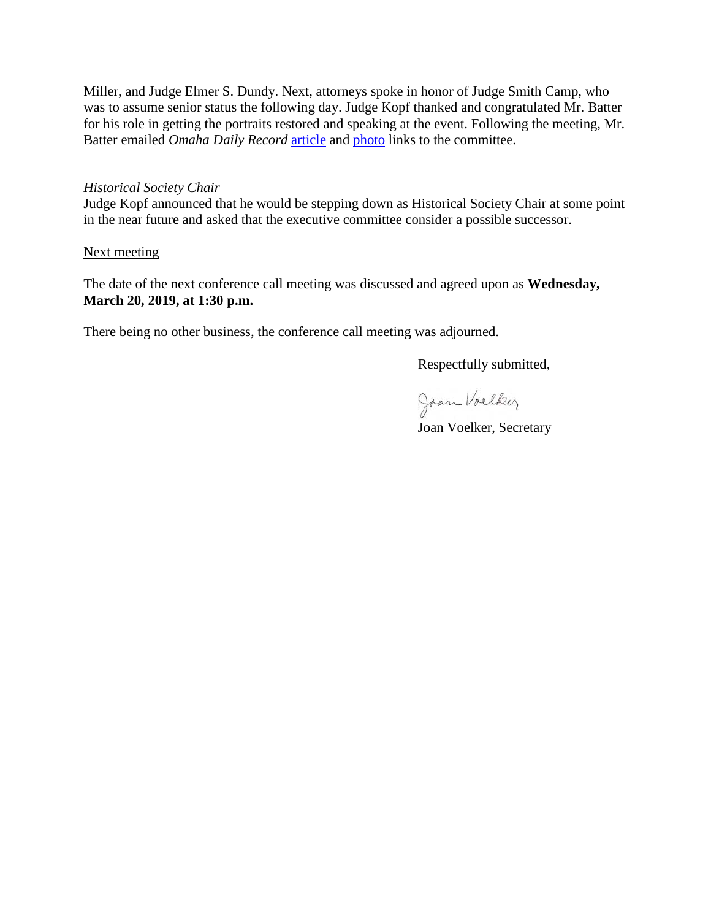Miller, and Judge Elmer S. Dundy. Next, attorneys spoke in honor of Judge Smith Camp, who was to assume senior status the following day. Judge Kopf thanked and congratulated Mr. Batter for his role in getting the portraits restored and speaking at the event. Following the meeting, Mr. Batter emailed *Omaha Daily Record* article and photo links to the committee.

*Historical Society Chair*
Judge Kopf announced that he would be stepping down as Historical Society Chair at some point in the near future and asked that the executive committee consider a possible successor.

Next meeting

The date of the next conference call meeting was discussed and agreed upon as **Wednesday, March 20, 2019, at 1:30 p.m.**

There being no other business, the conference call meeting was adjourned.

Respectfully submitted,

Joan Voelker

Joan Voelker, Secretary